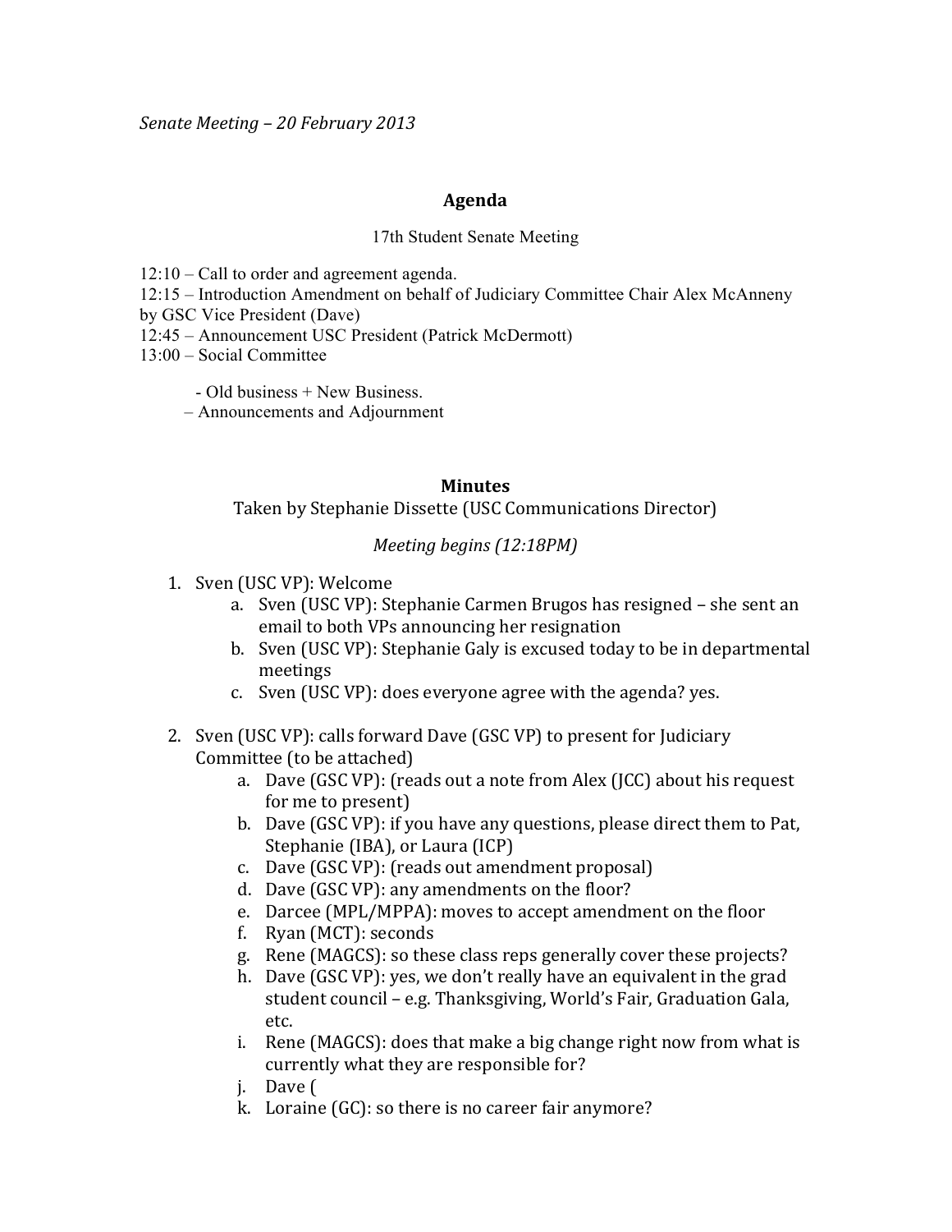*Senate Meeting – 20 February 2013*

## Agenda

17th Student Senate Meeting

12:10 – Call to order and agreement agenda.
12:15 – Introduction Amendment on behalf of Judiciary Committee Chair Alex McAnneny by GSC Vice President (Dave)
12:45 – Announcement USC President (Patrick McDermott)
13:00 – Social Committee

- Old business + New Business.
– Announcements and Adjournment

## Minutes

Taken by Stephanie Dissette (USC Communications Director)

*Meeting begins (12:18PM)*

1. Sven (USC VP): Welcome
    a. Sven (USC VP): Stephanie Carmen Brugos has resigned – she sent an email to both VPs announcing her resignation
    b. Sven (USC VP): Stephanie Galy is excused today to be in departmental meetings
    c. Sven (USC VP): does everyone agree with the agenda? yes.

2. Sven (USC VP): calls forward Dave (GSC VP) to present for Judiciary Committee (to be attached)
    a. Dave (GSC VP): (reads out a note from Alex (JCC) about his request for me to present)
    b. Dave (GSC VP): if you have any questions, please direct them to Pat, Stephanie (IBA), or Laura (ICP)
    c. Dave (GSC VP): (reads out amendment proposal)
    d. Dave (GSC VP): any amendments on the floor?
    e. Darcee (MPL/MPPA): moves to accept amendment on the floor
    f. Ryan (MCT): seconds
    g. Rene (MAGCS): so these class reps generally cover these projects?
    h. Dave (GSC VP): yes, we don't really have an equivalent in the grad student council – e.g. Thanksgiving, World's Fair, Graduation Gala, etc.
    i. Rene (MAGCS): does that make a big change right now from what is currently what they are responsible for?
    j. Dave (
    k. Loraine (GC): so there is no career fair anymore?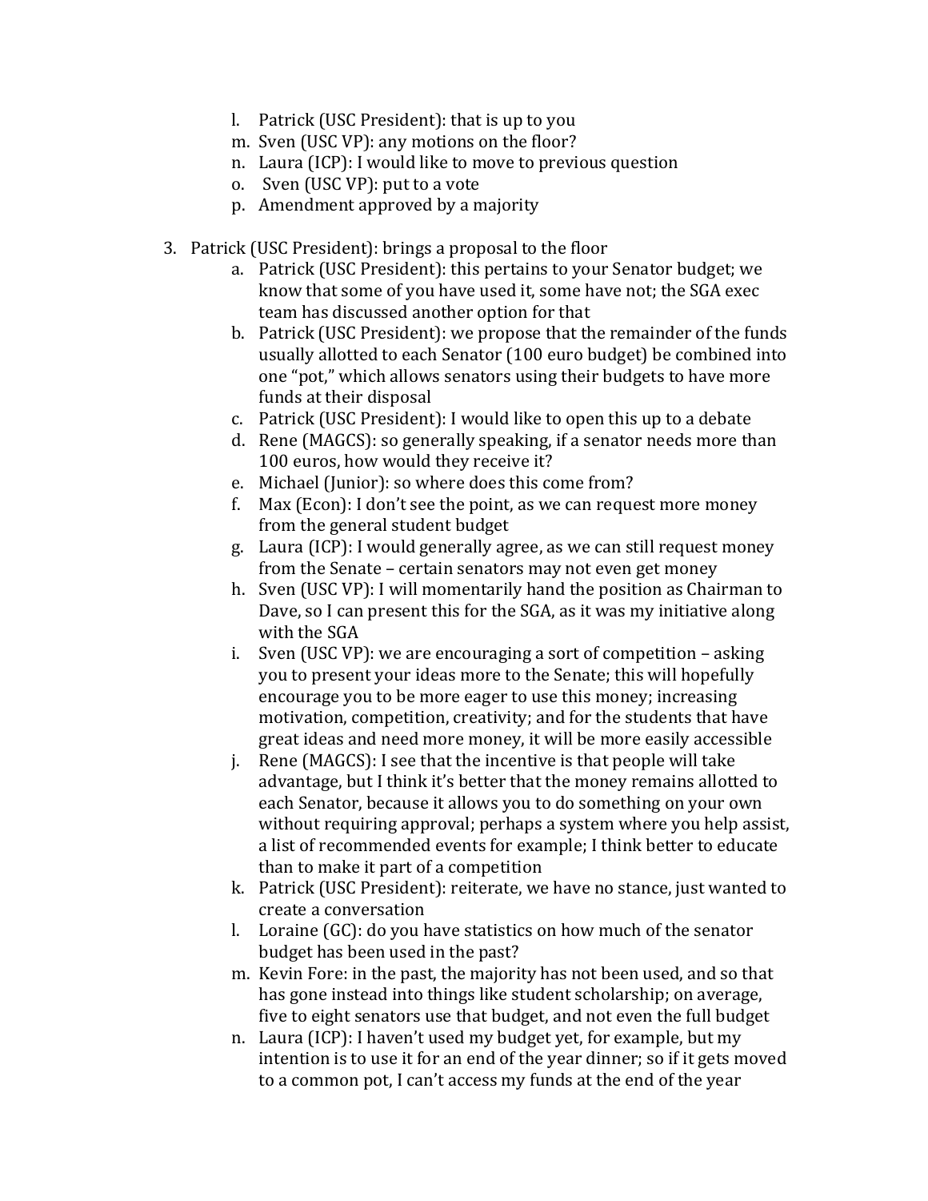l. Patrick (USC President): that is up to you
m. Sven (USC VP): any motions on the floor?
n. Laura (ICP): I would like to move to previous question
o. Sven (USC VP): put to a vote
p. Amendment approved by a majority

3. Patrick (USC President): brings a proposal to the floor
   a. Patrick (USC President): this pertains to your Senator budget; we know that some of you have used it, some have not; the SGA exec team has discussed another option for that
   b. Patrick (USC President): we propose that the remainder of the funds usually allotted to each Senator (100 euro budget) be combined into one "pot," which allows senators using their budgets to have more funds at their disposal
   c. Patrick (USC President): I would like to open this up to a debate
   d. Rene (MAGCS): so generally speaking, if a senator needs more than 100 euros, how would they receive it?
   e. Michael (Junior): so where does this come from?
   f. Max (Econ): I don't see the point, as we can request more money from the general student budget
   g. Laura (ICP): I would generally agree, as we can still request money from the Senate – certain senators may not even get money
   h. Sven (USC VP): I will momentarily hand the position as Chairman to Dave, so I can present this for the SGA, as it was my initiative along with the SGA
   i. Sven (USC VP): we are encouraging a sort of competition – asking you to present your ideas more to the Senate; this will hopefully encourage you to be more eager to use this money; increasing motivation, competition, creativity; and for the students that have great ideas and need more money, it will be more easily accessible
   j. Rene (MAGCS): I see that the incentive is that people will take advantage, but I think it's better that the money remains allotted to each Senator, because it allows you to do something on your own without requiring approval; perhaps a system where you help assist, a list of recommended events for example; I think better to educate than to make it part of a competition
   k. Patrick (USC President): reiterate, we have no stance, just wanted to create a conversation
   l. Loraine (GC): do you have statistics on how much of the senator budget has been used in the past?
   m. Kevin Fore: in the past, the majority has not been used, and so that has gone instead into things like student scholarship; on average, five to eight senators use that budget, and not even the full budget
   n. Laura (ICP): I haven't used my budget yet, for example, but my intention is to use it for an end of the year dinner; so if it gets moved to a common pot, I can't access my funds at the end of the year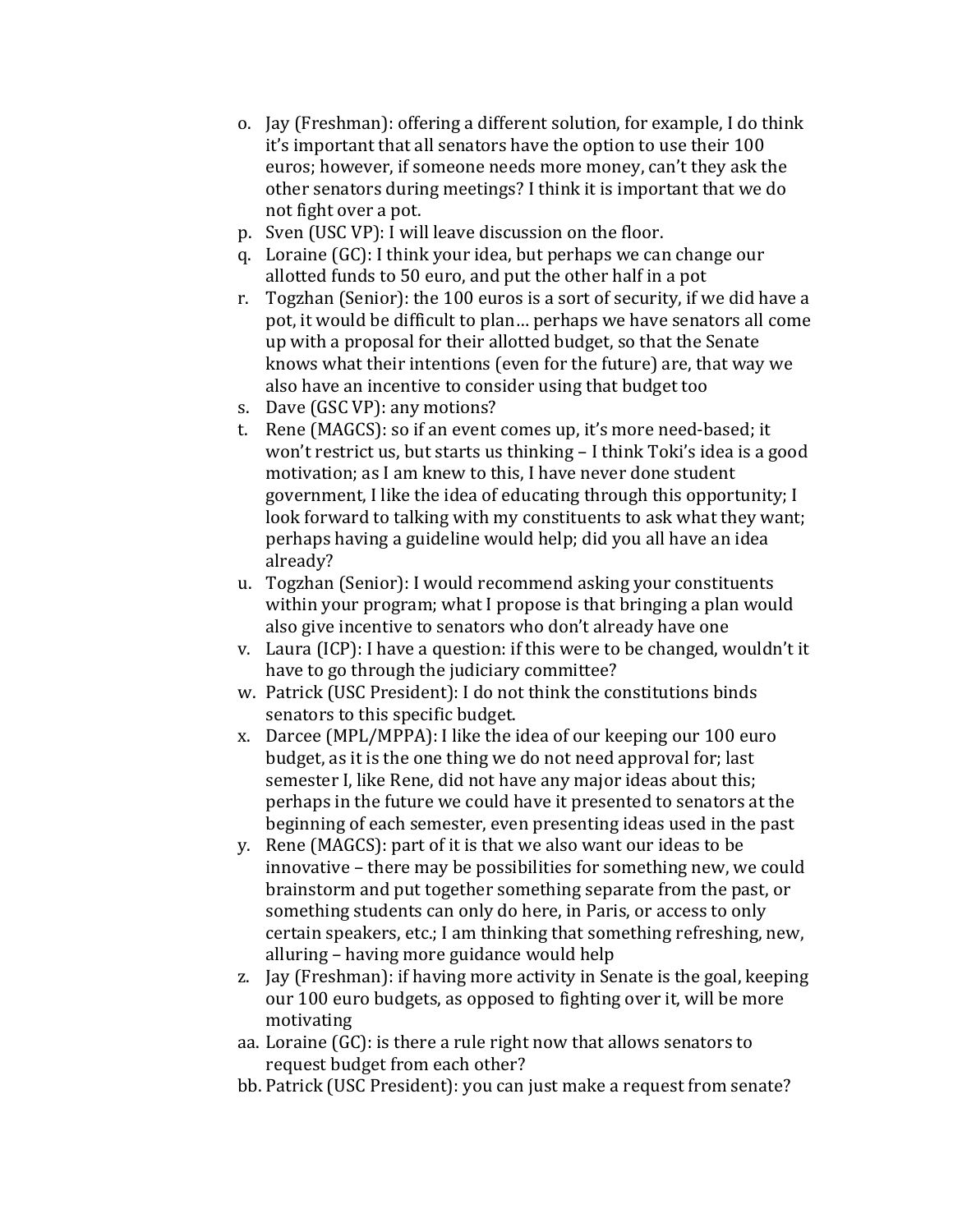o. Jay (Freshman): offering a different solution, for example, I do think it's important that all senators have the option to use their 100 euros; however, if someone needs more money, can't they ask the other senators during meetings? I think it is important that we do not fight over a pot.
p. Sven (USC VP): I will leave discussion on the floor.
q. Loraine (GC): I think your idea, but perhaps we can change our allotted funds to 50 euro, and put the other half in a pot
r. Togzhan (Senior): the 100 euros is a sort of security, if we did have a pot, it would be difficult to plan… perhaps we have senators all come up with a proposal for their allotted budget, so that the Senate knows what their intentions (even for the future) are, that way we also have an incentive to consider using that budget too
s. Dave (GSC VP): any motions?
t. Rene (MAGCS): so if an event comes up, it's more need-based; it won't restrict us, but starts us thinking – I think Toki's idea is a good motivation; as I am knew to this, I have never done student government, I like the idea of educating through this opportunity; I look forward to talking with my constituents to ask what they want; perhaps having a guideline would help; did you all have an idea already?
u. Togzhan (Senior): I would recommend asking your constituents within your program; what I propose is that bringing a plan would also give incentive to senators who don't already have one
v. Laura (ICP): I have a question: if this were to be changed, wouldn't it have to go through the judiciary committee?
w. Patrick (USC President): I do not think the constitutions binds senators to this specific budget.
x. Darcee (MPL/MPPA): I like the idea of our keeping our 100 euro budget, as it is the one thing we do not need approval for; last semester I, like Rene, did not have any major ideas about this; perhaps in the future we could have it presented to senators at the beginning of each semester, even presenting ideas used in the past
y. Rene (MAGCS): part of it is that we also want our ideas to be innovative – there may be possibilities for something new, we could brainstorm and put together something separate from the past, or something students can only do here, in Paris, or access to only certain speakers, etc.; I am thinking that something refreshing, new, alluring – having more guidance would help
z. Jay (Freshman): if having more activity in Senate is the goal, keeping our 100 euro budgets, as opposed to fighting over it, will be more motivating
aa. Loraine (GC): is there a rule right now that allows senators to request budget from each other?
bb. Patrick (USC President): you can just make a request from senate?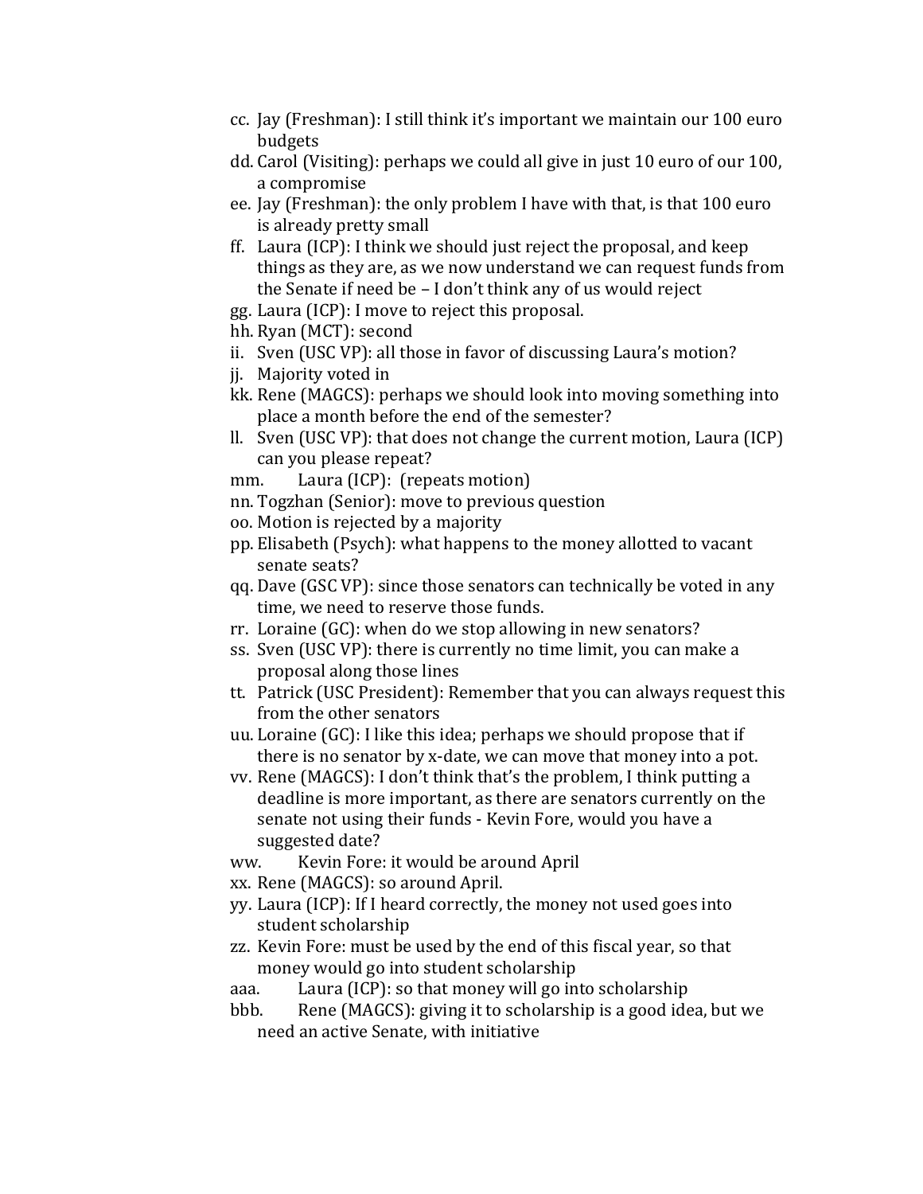cc. Jay (Freshman): I still think it's important we maintain our 100 euro budgets
dd. Carol (Visiting): perhaps we could all give in just 10 euro of our 100, a compromise
ee. Jay (Freshman): the only problem I have with that, is that 100 euro is already pretty small
ff. Laura (ICP): I think we should just reject the proposal, and keep things as they are, as we now understand we can request funds from the Senate if need be – I don't think any of us would reject
gg. Laura (ICP): I move to reject this proposal.
hh. Ryan (MCT): second
ii. Sven (USC VP): all those in favor of discussing Laura's motion?
jj. Majority voted in
kk. Rene (MAGCS): perhaps we should look into moving something into place a month before the end of the semester?
ll. Sven (USC VP): that does not change the current motion, Laura (ICP) can you please repeat?
mm. Laura (ICP): (repeats motion)
nn. Togzhan (Senior): move to previous question
oo. Motion is rejected by a majority
pp. Elisabeth (Psych): what happens to the money allotted to vacant senate seats?
qq. Dave (GSC VP): since those senators can technically be voted in any time, we need to reserve those funds.
rr. Loraine (GC): when do we stop allowing in new senators?
ss. Sven (USC VP): there is currently no time limit, you can make a proposal along those lines
tt. Patrick (USC President): Remember that you can always request this from the other senators
uu. Loraine (GC): I like this idea; perhaps we should propose that if there is no senator by x-date, we can move that money into a pot.
vv. Rene (MAGCS): I don't think that's the problem, I think putting a deadline is more important, as there are senators currently on the senate not using their funds - Kevin Fore, would you have a suggested date?
ww. Kevin Fore: it would be around April
xx. Rene (MAGCS): so around April.
yy. Laura (ICP): If I heard correctly, the money not used goes into student scholarship
zz. Kevin Fore: must be used by the end of this fiscal year, so that money would go into student scholarship
aaa. Laura (ICP): so that money will go into scholarship
bbb. Rene (MAGCS): giving it to scholarship is a good idea, but we need an active Senate, with initiative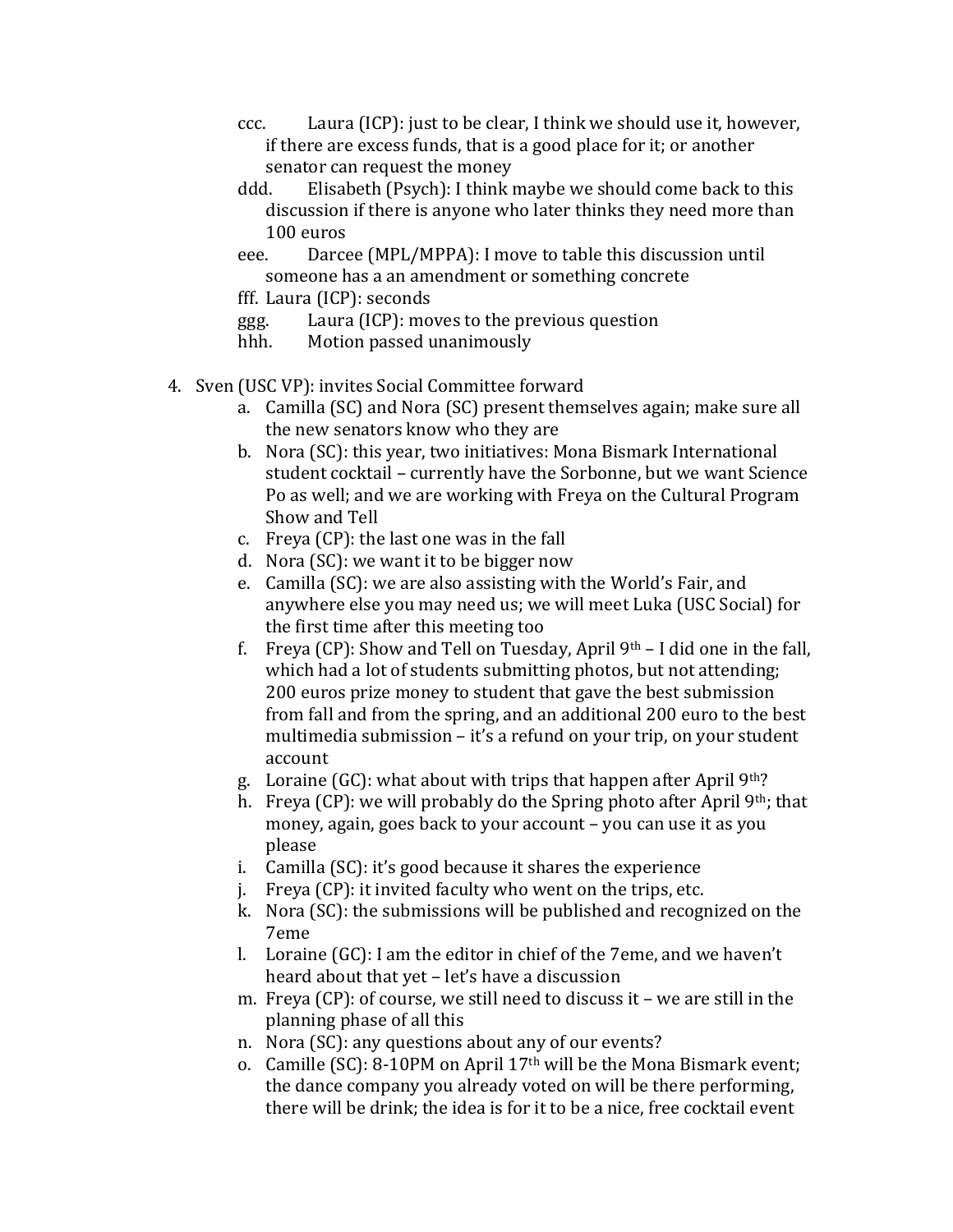ccc. Laura (ICP): just to be clear, I think we should use it, however, if there are excess funds, that is a good place for it; or another senator can request the money

ddd. Elisabeth (Psych): I think maybe we should come back to this discussion if there is anyone who later thinks they need more than 100 euros

eee. Darcee (MPL/MPPA): I move to table this discussion until someone has a an amendment or something concrete

fff. Laura (ICP): seconds

ggg. Laura (ICP): moves to the previous question

hhh. Motion passed unanimously

4. Sven (USC VP): invites Social Committee forward
    a. Camilla (SC) and Nora (SC) present themselves again; make sure all the new senators know who they are
    b. Nora (SC): this year, two initiatives: Mona Bismark International student cocktail – currently have the Sorbonne, but we want Science Po as well; and we are working with Freya on the Cultural Program Show and Tell
    c. Freya (CP): the last one was in the fall
    d. Nora (SC): we want it to be bigger now
    e. Camilla (SC): we are also assisting with the World's Fair, and anywhere else you may need us; we will meet Luka (USC Social) for the first time after this meeting too
    f. Freya (CP): Show and Tell on Tuesday, April 9th – I did one in the fall, which had a lot of students submitting photos, but not attending; 200 euros prize money to student that gave the best submission from fall and from the spring, and an additional 200 euro to the best multimedia submission – it's a refund on your trip, on your student account
    g. Loraine (GC): what about with trips that happen after April 9th?
    h. Freya (CP): we will probably do the Spring photo after April 9th; that money, again, goes back to your account – you can use it as you please
    i. Camilla (SC): it's good because it shares the experience
    j. Freya (CP): it invited faculty who went on the trips, etc.
    k. Nora (SC): the submissions will be published and recognized on the 7eme
    l. Loraine (GC): I am the editor in chief of the 7eme, and we haven't heard about that yet – let's have a discussion
    m. Freya (CP): of course, we still need to discuss it – we are still in the planning phase of all this
    n. Nora (SC): any questions about any of our events?
    o. Camille (SC): 8-10PM on April 17th will be the Mona Bismark event; the dance company you already voted on will be there performing, there will be drink; the idea is for it to be a nice, free cocktail event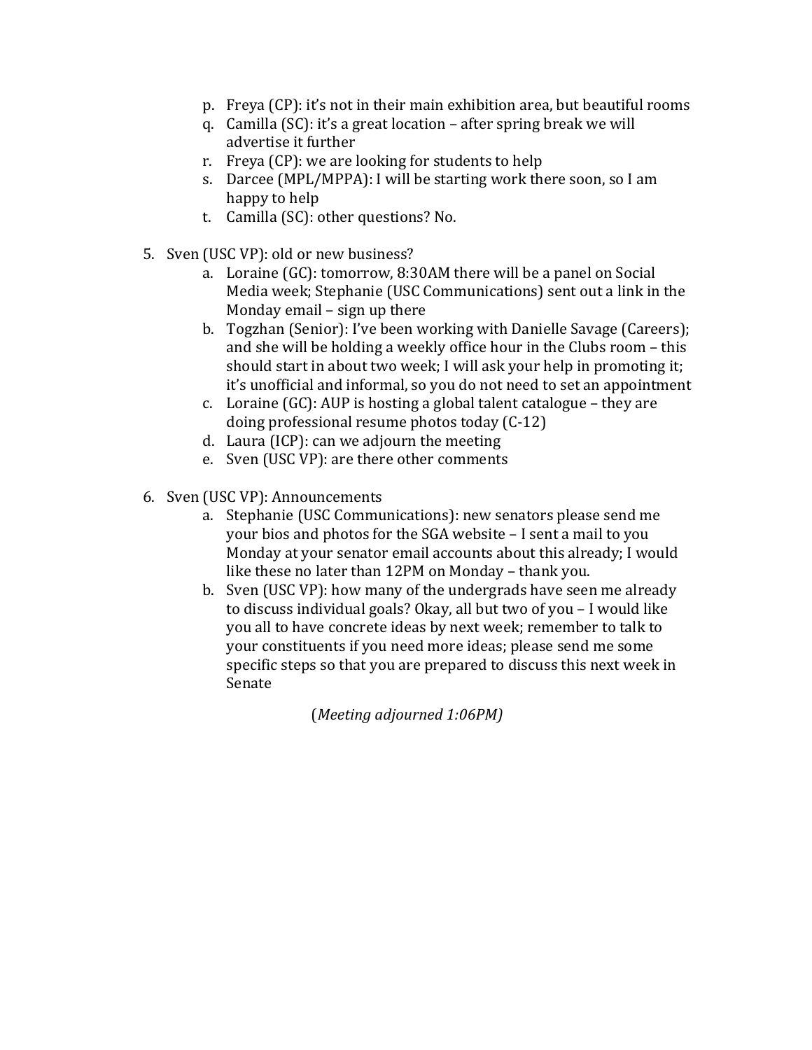p. Freya (CP): it's not in their main exhibition area, but beautiful rooms
q. Camilla (SC): it's a great location – after spring break we will advertise it further
r. Freya (CP): we are looking for students to help
s. Darcee (MPL/MPPA): I will be starting work there soon, so I am happy to help
t. Camilla (SC): other questions? No.

5. Sven (USC VP): old or new business?
    a. Loraine (GC): tomorrow, 8:30AM there will be a panel on Social Media week; Stephanie (USC Communications) sent out a link in the Monday email – sign up there
    b. Togzhan (Senior): I've been working with Danielle Savage (Careers); and she will be holding a weekly office hour in the Clubs room – this should start in about two week; I will ask your help in promoting it; it's unofficial and informal, so you do not need to set an appointment
    c. Loraine (GC): AUP is hosting a global talent catalogue – they are doing professional resume photos today (C-12)
    d. Laura (ICP): can we adjourn the meeting
    e. Sven (USC VP): are there other comments

6. Sven (USC VP): Announcements
    a. Stephanie (USC Communications): new senators please send me your bios and photos for the SGA website – I sent a mail to you Monday at your senator email accounts about this already; I would like these no later than 12PM on Monday – thank you.
    b. Sven (USC VP): how many of the undergrads have seen me already to discuss individual goals? Okay, all but two of you – I would like you all to have concrete ideas by next week; remember to talk to your constituents if you need more ideas; please send me some specific steps so that you are prepared to discuss this next week in Senate

(*Meeting adjourned 1:06PM)*